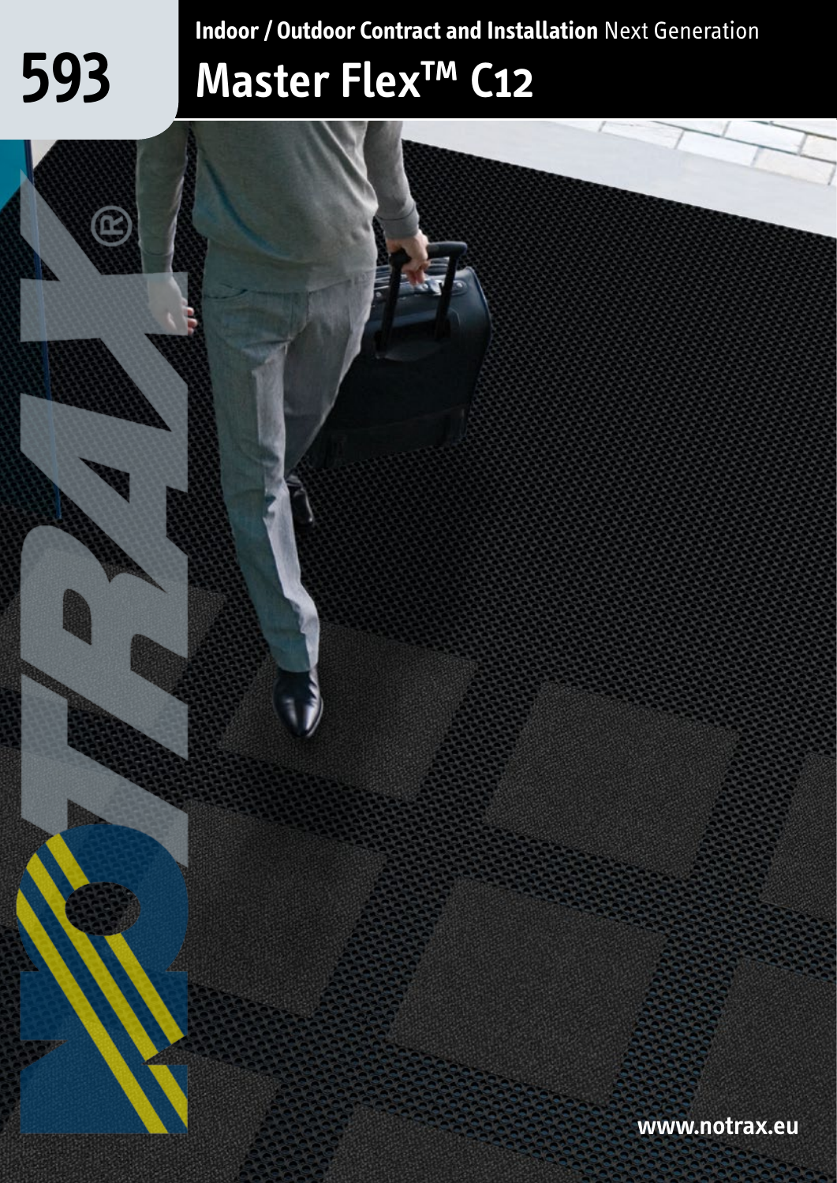593

**Indoor / Outdoor Contract and Installation** Next Generation

# Master Flex™ C12

www.notrax.eu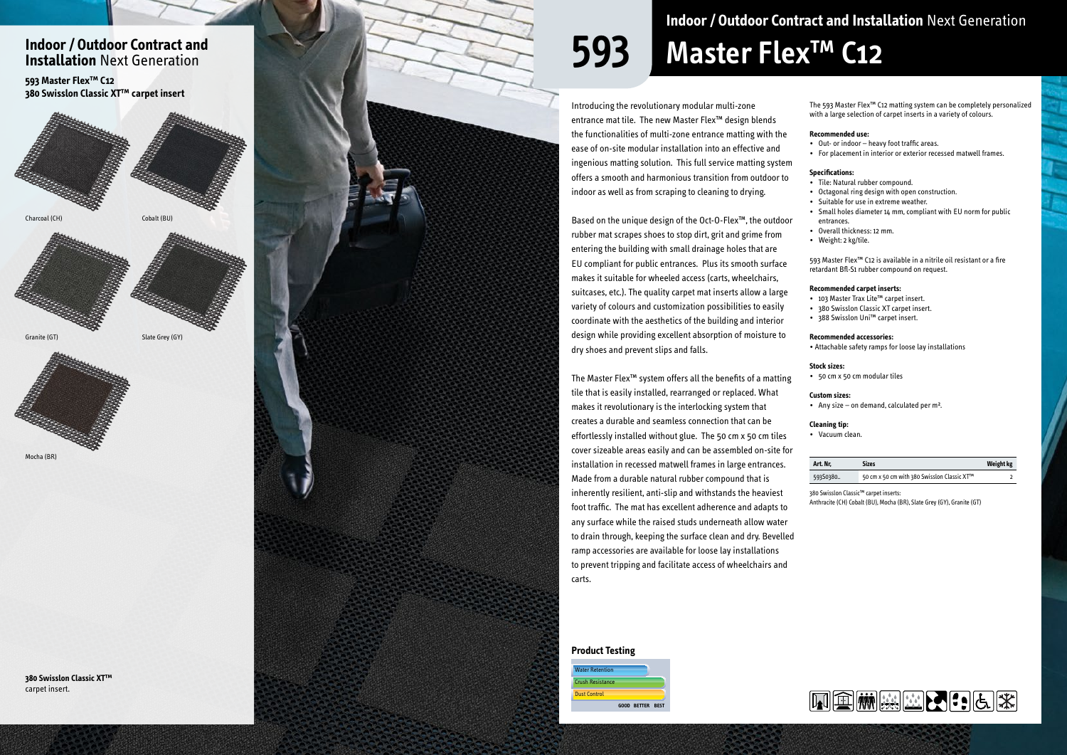## Indoor / Outdoor Contract and Installation Next Generation

**593 Master Flex™ C12**
**380 Swisslon Classic XT™ carpet insert**

Charcoal (CH)

Cobalt (BU)

Granite (GT)

Slate Grey (GY)

Mocha (BR)

**380 Swisslon Classic XT™** carpet insert.

# 593 Master Flex™ C12

Indoor / Outdoor Contract and Installation Next Generation

Introducing the revolutionary modular multi-zone entrance mat tile. The new Master Flex™ design blends the functionalities of multi-zone entrance matting with the ease of on-site modular installation into an effective and ingenious matting solution. This full service matting system offers a smooth and harmonious transition from outdoor to indoor as well as from scraping to cleaning to drying.

Based on the unique design of the Oct-O-Flex™, the outdoor rubber mat scrapes shoes to stop dirt, grit and grime from entering the building with small drainage holes that are EU compliant for public entrances. Plus its smooth surface makes it suitable for wheeled access (carts, wheelchairs, suitcases, etc.). The quality carpet mat inserts allow a large variety of colours and customization possibilities to easily coordinate with the aesthetics of the building and interior design while providing excellent absorption of moisture to dry shoes and prevent slips and falls.

The Master Flex™ system offers all the benefits of a matting tile that is easily installed, rearranged or replaced. What makes it revolutionary is the interlocking system that creates a durable and seamless connection that can be effortlessly installed without glue. The 50 cm x 50 cm tiles cover sizeable areas easily and can be assembled on-site for installation in recessed matwell frames in large entrances. Made from a durable natural rubber compound that is inherently resilient, anti-slip and withstands the heaviest foot traffic. The mat has excellent adherence and adapts to any surface while the raised studs underneath allow water to drain through, keeping the surface clean and dry. Bevelled ramp accessories are available for loose lay installations to prevent tripping and facilitate access of wheelchairs and carts.

**Product Testing**

| | |
|---|---|
| Water Retention | |
| Crush Resistance | |
| Dust Control | |
| | GOOD BETTER BEST |

The 593 Master Flex™ C12 matting system can be completely personalized with a large selection of carpet inserts in a variety of colours.

**Recommended use:**
- Out- or indoor – heavy foot traffic areas.
- For placement in interior or exterior recessed matwell frames.

**Specifications:**
- Tile: Natural rubber compound.
- Octagonal ring design with open construction.
- Suitable for use in extreme weather.
- Small holes diameter 14 mm, compliant with EU norm for public entrances.
- Overall thickness: 12 mm.
- Weight: 2 kg/tile.

593 Master Flex™ C12 is available in a nitrile oil resistant or a fire retardant Bfl-S1 rubber compound on request.

**Recommended carpet inserts:**
- 103 Master Trax Lite™ carpet insert.
- 380 Swisslon Classic XT carpet insert.
- 388 Swisslon Uni™ carpet insert.

**Recommended accessories:**
- Attachable safety ramps for loose lay installations

**Stock sizes:**
- 50 cm x 50 cm modular tiles

**Custom sizes:**
- Any size – on demand, calculated per m².

**Cleaning tip:**
- Vacuum clean.

| Art. Nr. | Sizes | Weight kg |
|---|---|---|
| 593S0380.. | 50 cm x 50 cm with 380 Swisslon Classic XT™ | 2 |

380 Swisslon Classic™ carpet inserts:
Anthracite (CH) Cobalt (BU), Mocha (BR), Slate Grey (GY), Granite (GT)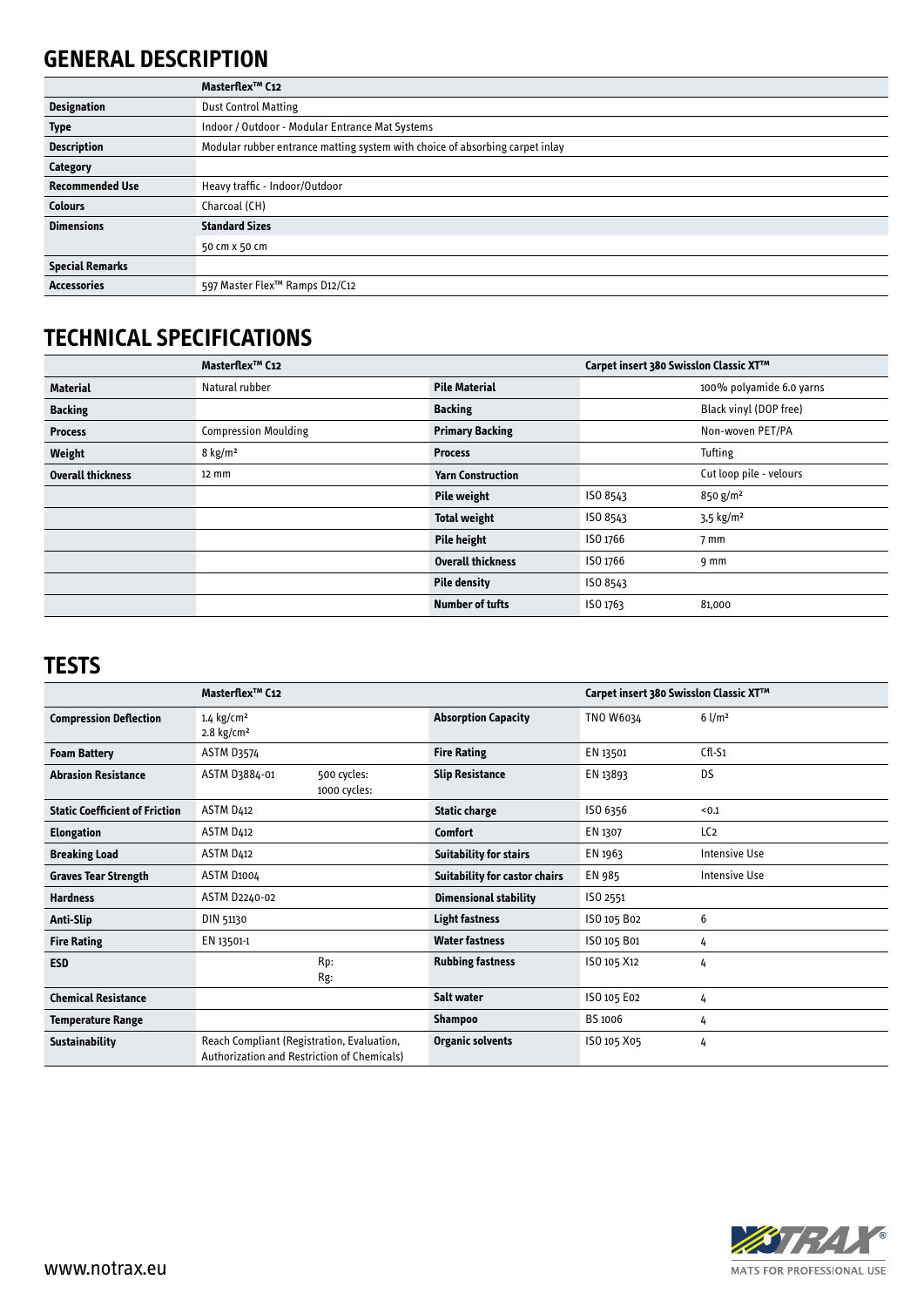## GENERAL DESCRIPTION

| | Masterflex™ C12 |
|---|---|
| **Designation** | Dust Control Matting |
| **Type** | Indoor / Outdoor - Modular Entrance Mat Systems |
| **Description** | Modular rubber entrance matting system with choice of absorbing carpet inlay |
| **Category** | |
| **Recommended Use** | Heavy traffic - Indoor/Outdoor |
| **Colours** | Charcoal (CH) |
| **Dimensions** | **Standard Sizes** |
| | 50 cm x 50 cm |
| **Special Remarks** | |
| **Accessories** | 597 Master Flex™ Ramps D12/C12 |

## TECHNICAL SPECIFICATIONS

| | Masterflex™ C12 | | Carpet insert 380 Swisslon Classic XT™ | |
|---|---|---|---|---|
| **Material** | Natural rubber | **Pile Material** | | 100% polyamide 6.0 yarns |
| **Backing** | | **Backing** | | Black vinyl (DOP free) |
| **Process** | Compression Moulding | **Primary Backing** | | Non-woven PET/PA |
| **Weight** | 8 kg/m² | **Process** | | Tufting |
| **Overall thickness** | 12 mm | **Yarn Construction** | | Cut loop pile - velours |
| | | **Pile weight** | ISO 8543 | 850 g/m² |
| | | **Total weight** | ISO 8543 | 3,5 kg/m² |
| | | **Pile height** | ISO 1766 | 7 mm |
| | | **Overall thickness** | ISO 1766 | 9 mm |
| | | **Pile density** | ISO 8543 | |
| | | **Number of tufts** | ISO 1763 | 81,000 |

## TESTS

| | Masterflex™ C12 | | | Carpet insert 380 Swisslon Classic XT™ | |
|---|---|---|---|---|---|
| **Compression Deflection** | 1.4 kg/cm²<br>2.8 kg/cm² | | **Absorption Capacity** | TNO W6034 | 6 l/m² |
| **Foam Battery** | ASTM D3574 | | **Fire Rating** | EN 13501 | Cfl-S1 |
| **Abrasion Resistance** | ASTM D3884-01 | 500 cycles:<br>1000 cycles: | **Slip Resistance** | EN 13893 | DS |
| **Static Coefficient of Friction** | ASTM D412 | | **Static charge** | ISO 6356 | <0.1 |
| **Elongation** | ASTM D412 | | **Comfort** | EN 1307 | LC2 |
| **Breaking Load** | ASTM D412 | | **Suitability for stairs** | EN 1963 | Intensive Use |
| **Graves Tear Strength** | ASTM D1004 | | **Suitability for castor chairs** | EN 985 | Intensive Use |
| **Hardness** | ASTM D2240-02 | | **Dimensional stability** | ISO 2551 | |
| **Anti-Slip** | DIN 51130 | | **Light fastness** | ISO 105 B02 | 6 |
| **Fire Rating** | EN 13501-1 | | **Water fastness** | ISO 105 B01 | 4 |
| **ESD** | | Rp:<br>Rg: | **Rubbing fastness** | ISO 105 X12 | 4 |
| **Chemical Resistance** | | | **Salt water** | ISO 105 E02 | 4 |
| **Temperature Range** | | | **Shampoo** | BS 1006 | 4 |
| **Sustainability** | Reach Compliant (Registration, Evaluation, Authorization and Restriction of Chemicals) | | **Organic solvents** | ISO 105 X05 | 4 |

www.notrax.eu

NOTRAX® MATS FOR PROFESSIONAL USE